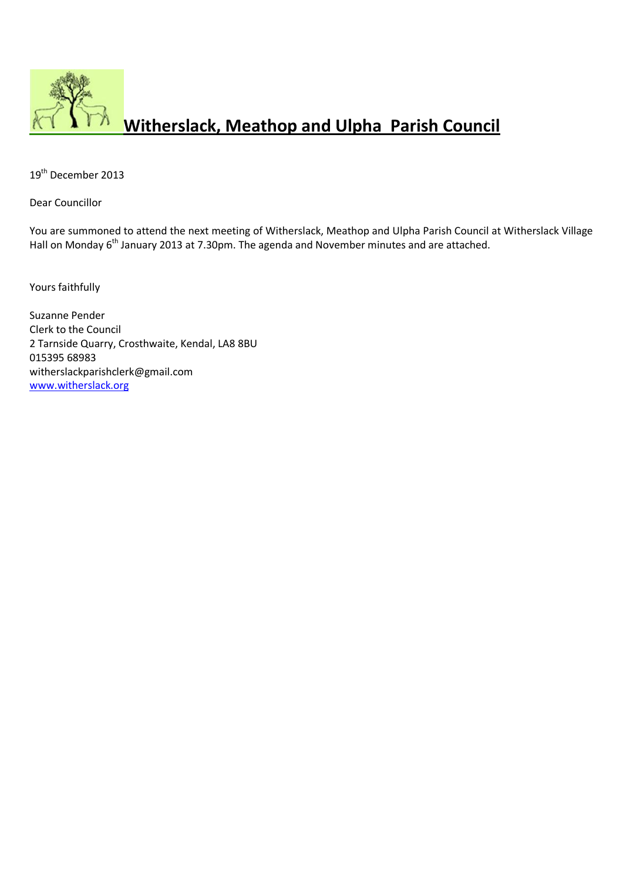# Witherslack, Meathop and Ulpha  Parish Council

19th December 2013

Dear Councillor

You are summoned to attend the next meeting of Witherslack, Meathop and Ulpha Parish Council at Witherslack Village Hall on Monday 6th January 2013 at 7.30pm. The agenda and November minutes and are attached.

Yours faithfully

Suzanne Pender  
Clerk to the Council  
2 Tarnside Quarry, Crosthwaite, Kendal, LA8 8BU  
015395 68983  
witherslackparishclerk@gmail.com  
www.witherslack.org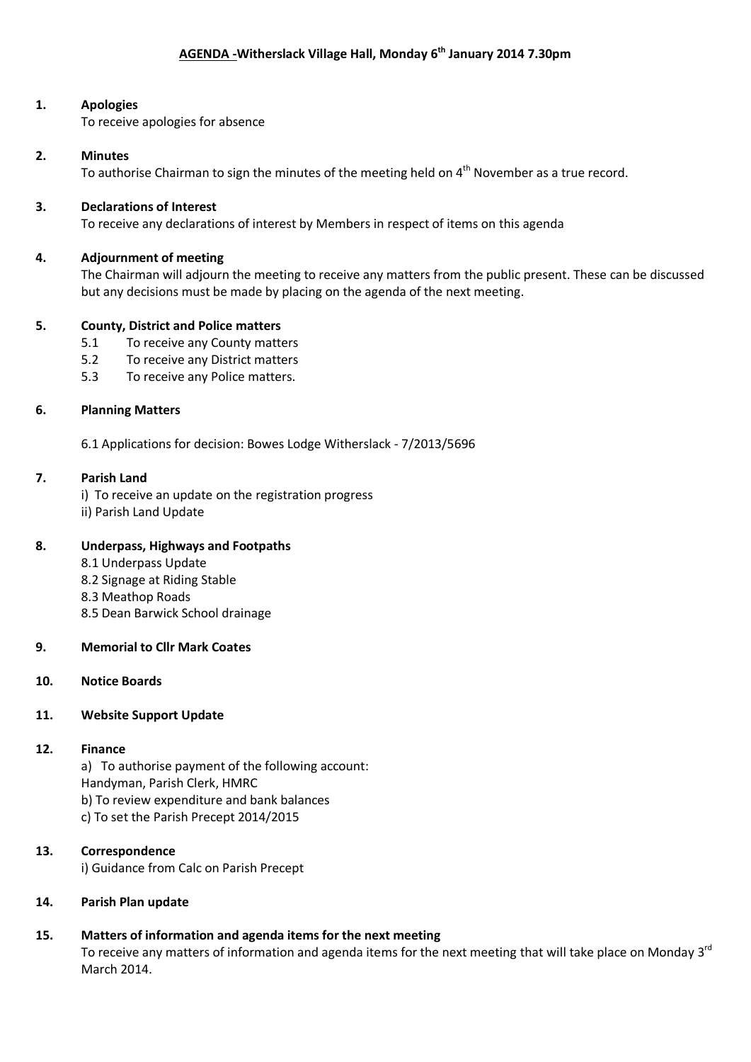**AGENDA -Witherslack Village Hall, Monday 6th January 2014 7.30pm**

**1. Apologies**

To receive apologies for absence

**2. Minutes**

To authorise Chairman to sign the minutes of the meeting held on 4th November as a true record.

**3. Declarations of Interest**

To receive any declarations of interest by Members in respect of items on this agenda

**4. Adjournment of meeting**

The Chairman will adjourn the meeting to receive any matters from the public present. These can be discussed but any decisions must be made by placing on the agenda of the next meeting.

**5. County, District and Police matters**

5.1 To receive any County matters
5.2 To receive any District matters
5.3 To receive any Police matters.

**6. Planning Matters**

6.1 Applications for decision: Bowes Lodge Witherslack - 7/2013/5696

**7. Parish Land**

i) To receive an update on the registration progress
ii) Parish Land Update

**8. Underpass, Highways and Footpaths**

8.1 Underpass Update
8.2 Signage at Riding Stable
8.3 Meathop Roads
8.5 Dean Barwick School drainage

**9. Memorial to Cllr Mark Coates**

**10. Notice Boards**

**11. Website Support Update**

**12. Finance**

a) To authorise payment of the following account:
Handyman, Parish Clerk, HMRC
b) To review expenditure and bank balances
c) To set the Parish Precept 2014/2015

**13. Correspondence**

i) Guidance from Calc on Parish Precept

**14. Parish Plan update**

**15. Matters of information and agenda items for the next meeting**

To receive any matters of information and agenda items for the next meeting that will take place on Monday 3rd March 2014.